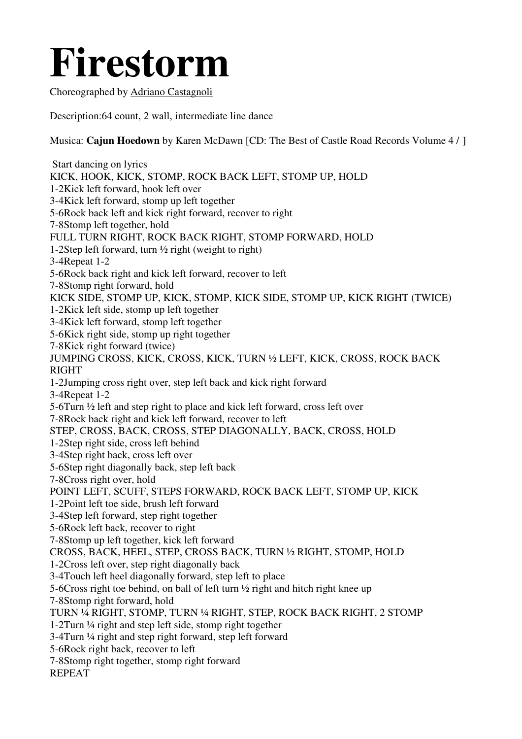# Firestorm

Choreographed by Adriano Castagnoli

Description:64 count, 2 wall, intermediate line dance

Musica: **Cajun Hoedown** by Karen McDawn [CD: The Best of Castle Road Records Volume 4 / ]

Start dancing on lyrics

KICK, HOOK, KICK, STOMP, ROCK BACK LEFT, STOMP UP, HOLD

1-2Kick left forward, hook left over

3-4Kick left forward, stomp up left together

5-6Rock back left and kick right forward, recover to right

7-8Stomp left together, hold

FULL TURN RIGHT, ROCK BACK RIGHT, STOMP FORWARD, HOLD

1-2Step left forward, turn ½ right (weight to right)

3-4Repeat 1-2

5-6Rock back right and kick left forward, recover to left

7-8Stomp right forward, hold

KICK SIDE, STOMP UP, KICK, STOMP, KICK SIDE, STOMP UP, KICK RIGHT (TWICE)

1-2Kick left side, stomp up left together

3-4Kick left forward, stomp left together

5-6Kick right side, stomp up right together

7-8Kick right forward (twice)

JUMPING CROSS, KICK, CROSS, KICK, TURN ½ LEFT, KICK, CROSS, ROCK BACK RIGHT

1-2Jumping cross right over, step left back and kick right forward

3-4Repeat 1-2

5-6Turn ½ left and step right to place and kick left forward, cross left over

7-8Rock back right and kick left forward, recover to left

STEP, CROSS, BACK, CROSS, STEP DIAGONALLY, BACK, CROSS, HOLD

1-2Step right side, cross left behind

3-4Step right back, cross left over

5-6Step right diagonally back, step left back

7-8Cross right over, hold

POINT LEFT, SCUFF, STEPS FORWARD, ROCK BACK LEFT, STOMP UP, KICK

1-2Point left toe side, brush left forward

3-4Step left forward, step right together

5-6Rock left back, recover to right

7-8Stomp up left together, kick left forward

CROSS, BACK, HEEL, STEP, CROSS BACK, TURN ½ RIGHT, STOMP, HOLD

1-2Cross left over, step right diagonally back

3-4Touch left heel diagonally forward, step left to place

5-6Cross right toe behind, on ball of left turn ½ right and hitch right knee up

7-8Stomp right forward, hold

TURN ¼ RIGHT, STOMP, TURN ¼ RIGHT, STEP, ROCK BACK RIGHT, 2 STOMP

1-2Turn ¼ right and step left side, stomp right together

3-4Turn ¼ right and step right forward, step left forward

5-6Rock right back, recover to left

7-8Stomp right together, stomp right forward

REPEAT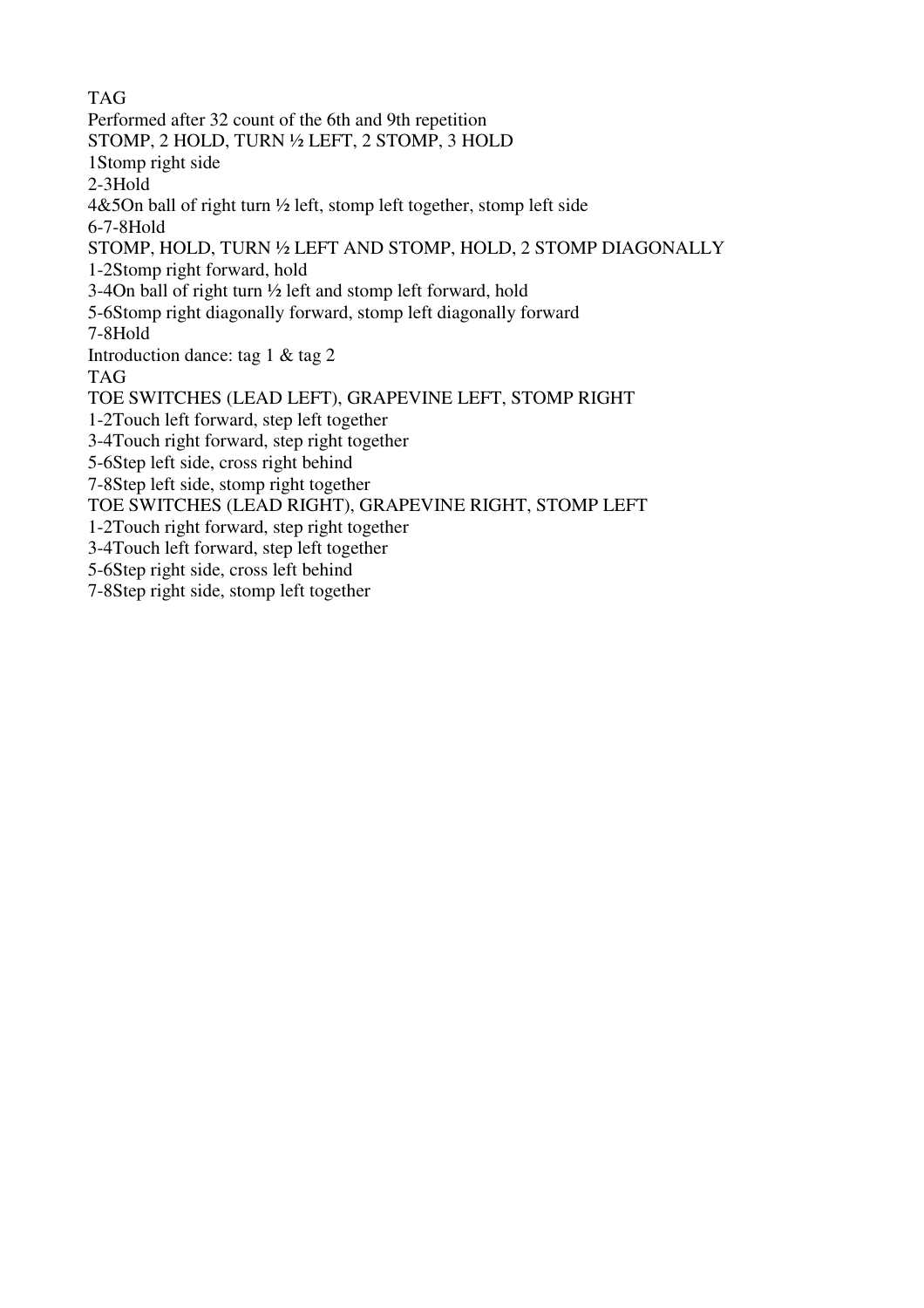TAG

Performed after 32 count of the 6th and 9th repetition

STOMP, 2 HOLD, TURN ½ LEFT, 2 STOMP, 3 HOLD

1Stomp right side

2-3Hold

4&5On ball of right turn ½ left, stomp left together, stomp left side

6-7-8Hold

STOMP, HOLD, TURN ½ LEFT AND STOMP, HOLD, 2 STOMP DIAGONALLY

1-2Stomp right forward, hold

3-4On ball of right turn ½ left and stomp left forward, hold

5-6Stomp right diagonally forward, stomp left diagonally forward

7-8Hold

Introduction dance: tag 1 & tag 2

TAG

TOE SWITCHES (LEAD LEFT), GRAPEVINE LEFT, STOMP RIGHT

1-2Touch left forward, step left together

3-4Touch right forward, step right together

5-6Step left side, cross right behind

7-8Step left side, stomp right together

TOE SWITCHES (LEAD RIGHT), GRAPEVINE RIGHT, STOMP LEFT

1-2Touch right forward, step right together

3-4Touch left forward, step left together

5-6Step right side, cross left behind

7-8Step right side, stomp left together